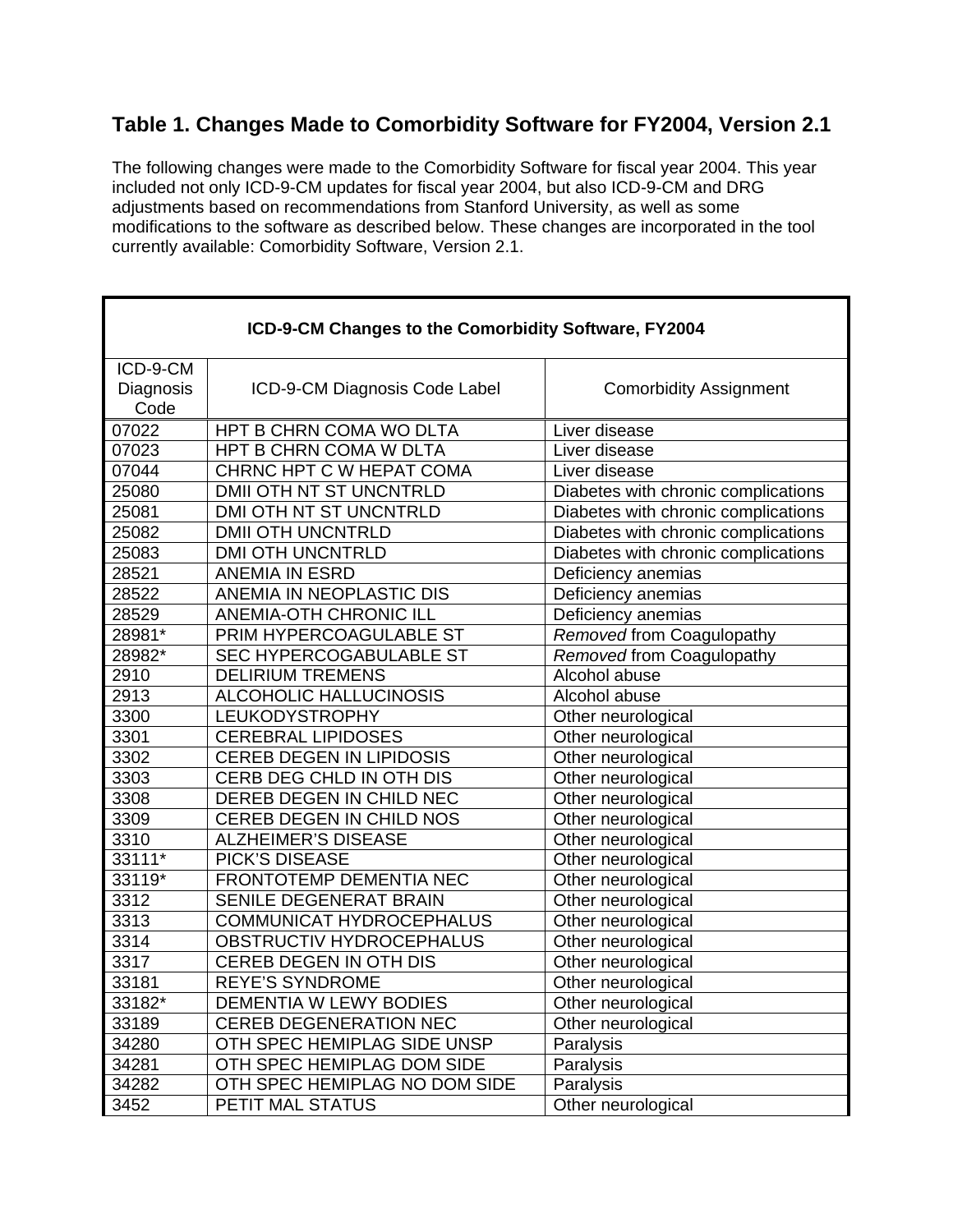## Table 1. Changes Made to Comorbidity Software for FY2004, Version 2.1

The following changes were made to the Comorbidity Software for fiscal year 2004. This year included not only ICD-9-CM updates for fiscal year 2004, but also ICD-9-CM and DRG adjustments based on recommendations from Stanford University, as well as some modifications to the software as described below. These changes are incorporated in the tool currently available: Comorbidity Software, Version 2.1.

**ICD-9-CM Changes to the Comorbidity Software, FY2004**

| ICD-9-CM Diagnosis Code | ICD-9-CM Diagnosis Code Label | Comorbidity Assignment |
|---|---|---|
| 07022 | HPT B CHRN COMA WO DLTA | Liver disease |
| 07023 | HPT B CHRN COMA W DLTA | Liver disease |
| 07044 | CHRNC HPT C W HEPAT COMA | Liver disease |
| 25080 | DMII OTH NT ST UNCNTRLD | Diabetes with chronic complications |
| 25081 | DMI OTH NT ST UNCNTRLD | Diabetes with chronic complications |
| 25082 | DMII OTH UNCNTRLD | Diabetes with chronic complications |
| 25083 | DMI OTH UNCNTRLD | Diabetes with chronic complications |
| 28521 | ANEMIA IN ESRD | Deficiency anemias |
| 28522 | ANEMIA IN NEOPLASTIC DIS | Deficiency anemias |
| 28529 | ANEMIA-OTH CHRONIC ILL | Deficiency anemias |
| 28981* | PRIM HYPERCOAGULABLE ST | *Removed* from Coagulopathy |
| 28982* | SEC HYPERCOGABULABLE ST | *Removed* from Coagulopathy |
| 2910 | DELIRIUM TREMENS | Alcohol abuse |
| 2913 | ALCOHOLIC HALLUCINOSIS | Alcohol abuse |
| 3300 | LEUKODYSTROPHY | Other neurological |
| 3301 | CEREBRAL LIPIDOSES | Other neurological |
| 3302 | CEREB DEGEN IN LIPIDOSIS | Other neurological |
| 3303 | CERB DEG CHLD IN OTH DIS | Other neurological |
| 3308 | DEREB DEGEN IN CHILD NEC | Other neurological |
| 3309 | CEREB DEGEN IN CHILD NOS | Other neurological |
| 3310 | ALZHEIMER'S DISEASE | Other neurological |
| 33111* | PICK'S DISEASE | Other neurological |
| 33119* | FRONTOTEMP DEMENTIA NEC | Other neurological |
| 3312 | SENILE DEGENERAT BRAIN | Other neurological |
| 3313 | COMMUNICAT HYDROCEPHALUS | Other neurological |
| 3314 | OBSTRUCTIV HYDROCEPHALUS | Other neurological |
| 3317 | CEREB DEGEN IN OTH DIS | Other neurological |
| 33181 | REYE'S SYNDROME | Other neurological |
| 33182* | DEMENTIA W LEWY BODIES | Other neurological |
| 33189 | CEREB DEGENERATION NEC | Other neurological |
| 34280 | OTH SPEC HEMIPLAG SIDE UNSP | Paralysis |
| 34281 | OTH SPEC HEMIPLAG DOM SIDE | Paralysis |
| 34282 | OTH SPEC HEMIPLAG NO DOM SIDE | Paralysis |
| 3452 | PETIT MAL STATUS | Other neurological |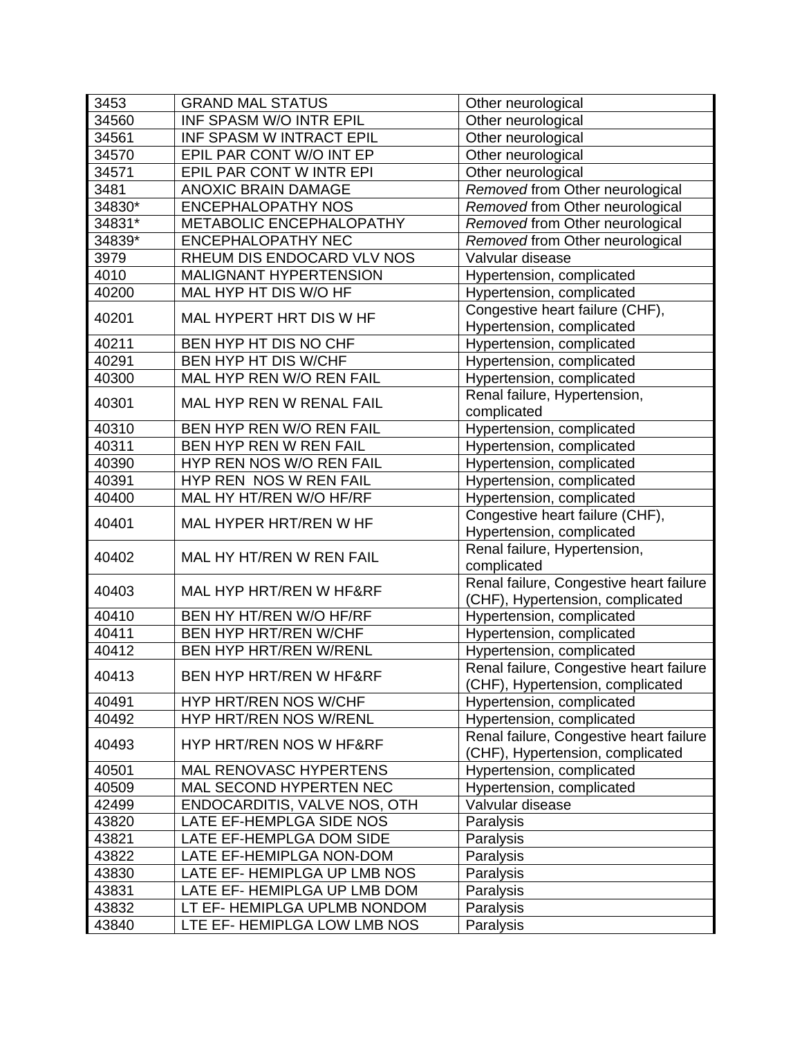| | | |
|---|---|---|
| 3453 | GRAND MAL STATUS | Other neurological |
| 34560 | INF SPASM W/O INTR EPIL | Other neurological |
| 34561 | INF SPASM W INTRACT EPIL | Other neurological |
| 34570 | EPIL PAR CONT W/O INT EP | Other neurological |
| 34571 | EPIL PAR CONT W INTR EPI | Other neurological |
| 3481 | ANOXIC BRAIN DAMAGE | *Removed* from Other neurological |
| 34830* | ENCEPHALOPATHY NOS | *Removed* from Other neurological |
| 34831* | METABOLIC ENCEPHALOPATHY | *Removed* from Other neurological |
| 34839* | ENCEPHALOPATHY NEC | *Removed* from Other neurological |
| 3979 | RHEUM DIS ENDOCARD VLV NOS | Valvular disease |
| 4010 | MALIGNANT HYPERTENSION | Hypertension, complicated |
| 40200 | MAL HYP HT DIS W/O HF | Hypertension, complicated |
| 40201 | MAL HYPERT HRT DIS W HF | Congestive heart failure (CHF), Hypertension, complicated |
| 40211 | BEN HYP HT DIS NO CHF | Hypertension, complicated |
| 40291 | BEN HYP HT DIS W/CHF | Hypertension, complicated |
| 40300 | MAL HYP REN W/O REN FAIL | Hypertension, complicated |
| 40301 | MAL HYP REN W RENAL FAIL | Renal failure, Hypertension, complicated |
| 40310 | BEN HYP REN W/O REN FAIL | Hypertension, complicated |
| 40311 | BEN HYP REN W REN FAIL | Hypertension, complicated |
| 40390 | HYP REN NOS W/O REN FAIL | Hypertension, complicated |
| 40391 | HYP REN  NOS W REN FAIL | Hypertension, complicated |
| 40400 | MAL HY HT/REN W/O HF/RF | Hypertension, complicated |
| 40401 | MAL HYPER HRT/REN W HF | Congestive heart failure (CHF), Hypertension, complicated |
| 40402 | MAL HY HT/REN W REN FAIL | Renal failure, Hypertension, complicated |
| 40403 | MAL HYP HRT/REN W HF&RF | Renal failure, Congestive heart failure (CHF), Hypertension, complicated |
| 40410 | BEN HY HT/REN W/O HF/RF | Hypertension, complicated |
| 40411 | BEN HYP HRT/REN W/CHF | Hypertension, complicated |
| 40412 | BEN HYP HRT/REN W/RENL | Hypertension, complicated |
| 40413 | BEN HYP HRT/REN W HF&RF | Renal failure, Congestive heart failure (CHF), Hypertension, complicated |
| 40491 | HYP HRT/REN NOS W/CHF | Hypertension, complicated |
| 40492 | HYP HRT/REN NOS W/RENL | Hypertension, complicated |
| 40493 | HYP HRT/REN NOS W HF&RF | Renal failure, Congestive heart failure (CHF), Hypertension, complicated |
| 40501 | MAL RENOVASC HYPERTENS | Hypertension, complicated |
| 40509 | MAL SECOND HYPERTEN NEC | Hypertension, complicated |
| 42499 | ENDOCARDITIS, VALVE NOS, OTH | Valvular disease |
| 43820 | LATE EF-HEMPLGA SIDE NOS | Paralysis |
| 43821 | LATE EF-HEMPLGA DOM SIDE | Paralysis |
| 43822 | LATE EF-HEMIPLGA NON-DOM | Paralysis |
| 43830 | LATE EF- HEMIPLGA UP LMB NOS | Paralysis |
| 43831 | LATE EF- HEMIPLGA UP LMB DOM | Paralysis |
| 43832 | LT EF- HEMIPLGA UPLMB NONDOM | Paralysis |
| 43840 | LTE EF- HEMIPLGA LOW LMB NOS | Paralysis |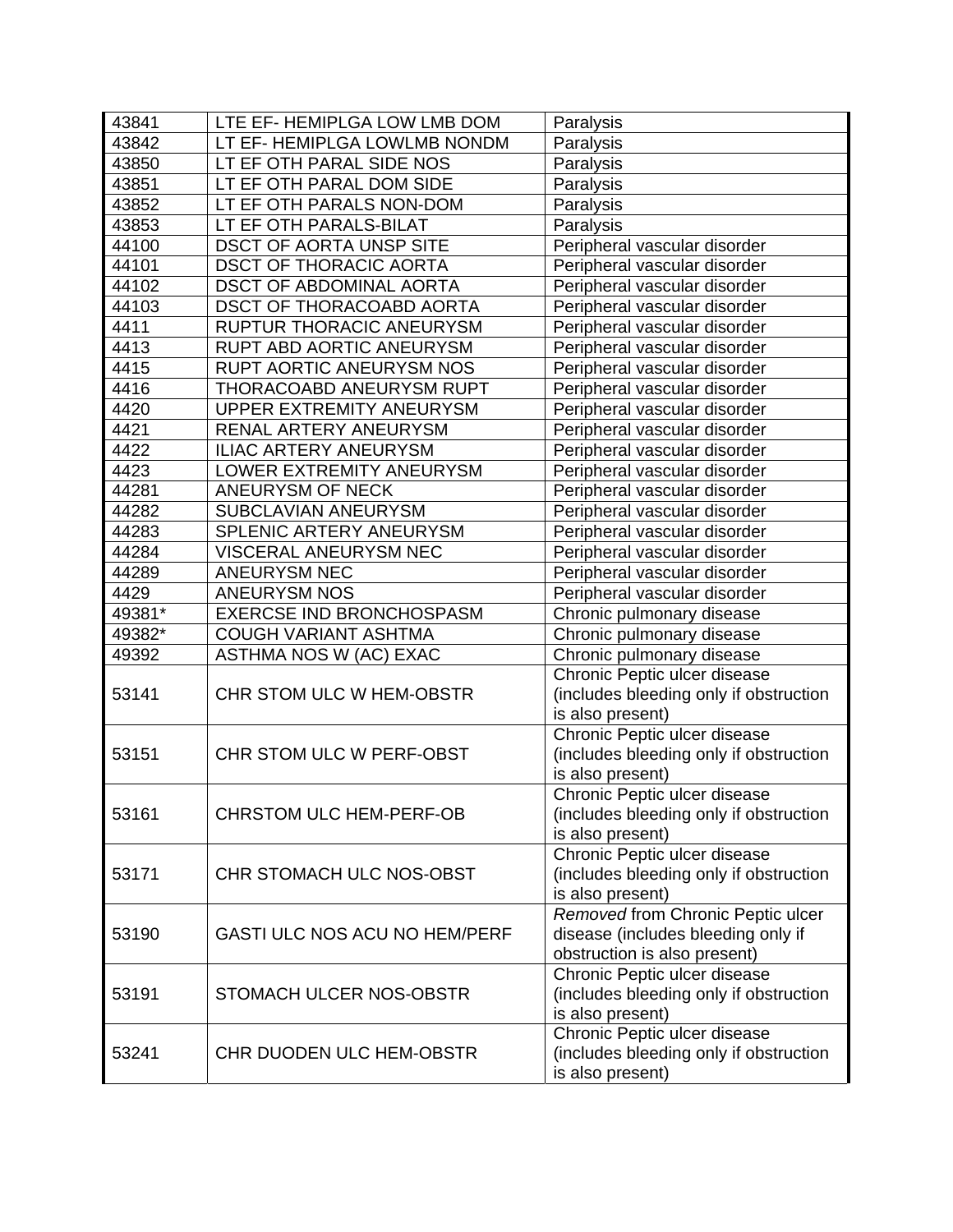| | | |
|---|---|---|
| 43841 | LTE EF- HEMIPLGA LOW LMB DOM | Paralysis |
| 43842 | LT EF- HEMIPLGA LOWLMB NONDM | Paralysis |
| 43850 | LT EF OTH PARAL SIDE NOS | Paralysis |
| 43851 | LT EF OTH PARAL DOM SIDE | Paralysis |
| 43852 | LT EF OTH PARALS NON-DOM | Paralysis |
| 43853 | LT EF OTH PARALS-BILAT | Paralysis |
| 44100 | DSCT OF AORTA UNSP SITE | Peripheral vascular disorder |
| 44101 | DSCT OF THORACIC AORTA | Peripheral vascular disorder |
| 44102 | DSCT OF ABDOMINAL AORTA | Peripheral vascular disorder |
| 44103 | DSCT OF THORACOABD AORTA | Peripheral vascular disorder |
| 4411 | RUPTUR THORACIC ANEURYSM | Peripheral vascular disorder |
| 4413 | RUPT ABD AORTIC ANEURYSM | Peripheral vascular disorder |
| 4415 | RUPT AORTIC ANEURYSM NOS | Peripheral vascular disorder |
| 4416 | THORACOABD ANEURYSM RUPT | Peripheral vascular disorder |
| 4420 | UPPER EXTREMITY ANEURYSM | Peripheral vascular disorder |
| 4421 | RENAL ARTERY ANEURYSM | Peripheral vascular disorder |
| 4422 | ILIAC ARTERY ANEURYSM | Peripheral vascular disorder |
| 4423 | LOWER EXTREMITY ANEURYSM | Peripheral vascular disorder |
| 44281 | ANEURYSM OF NECK | Peripheral vascular disorder |
| 44282 | SUBCLAVIAN ANEURYSM | Peripheral vascular disorder |
| 44283 | SPLENIC ARTERY ANEURYSM | Peripheral vascular disorder |
| 44284 | VISCERAL ANEURYSM NEC | Peripheral vascular disorder |
| 44289 | ANEURYSM NEC | Peripheral vascular disorder |
| 4429 | ANEURYSM NOS | Peripheral vascular disorder |
| 49381* | EXERCSE IND BRONCHOSPASM | Chronic pulmonary disease |
| 49382* | COUGH VARIANT ASHTMA | Chronic pulmonary disease |
| 49392 | ASTHMA NOS W (AC) EXAC | Chronic pulmonary disease |
| 53141 | CHR STOM ULC W HEM-OBSTR | Chronic Peptic ulcer disease (includes bleeding only if obstruction is also present) |
| 53151 | CHR STOM ULC W PERF-OBST | Chronic Peptic ulcer disease (includes bleeding only if obstruction is also present) |
| 53161 | CHRSTOM ULC HEM-PERF-OB | Chronic Peptic ulcer disease (includes bleeding only if obstruction is also present) |
| 53171 | CHR STOMACH ULC NOS-OBST | Chronic Peptic ulcer disease (includes bleeding only if obstruction is also present) |
| 53190 | GASTI ULC NOS ACU NO HEM/PERF | *Removed* from Chronic Peptic ulcer disease (includes bleeding only if obstruction is also present) |
| 53191 | STOMACH ULCER NOS-OBSTR | Chronic Peptic ulcer disease (includes bleeding only if obstruction is also present) |
| 53241 | CHR DUODEN ULC HEM-OBSTR | Chronic Peptic ulcer disease (includes bleeding only if obstruction is also present) |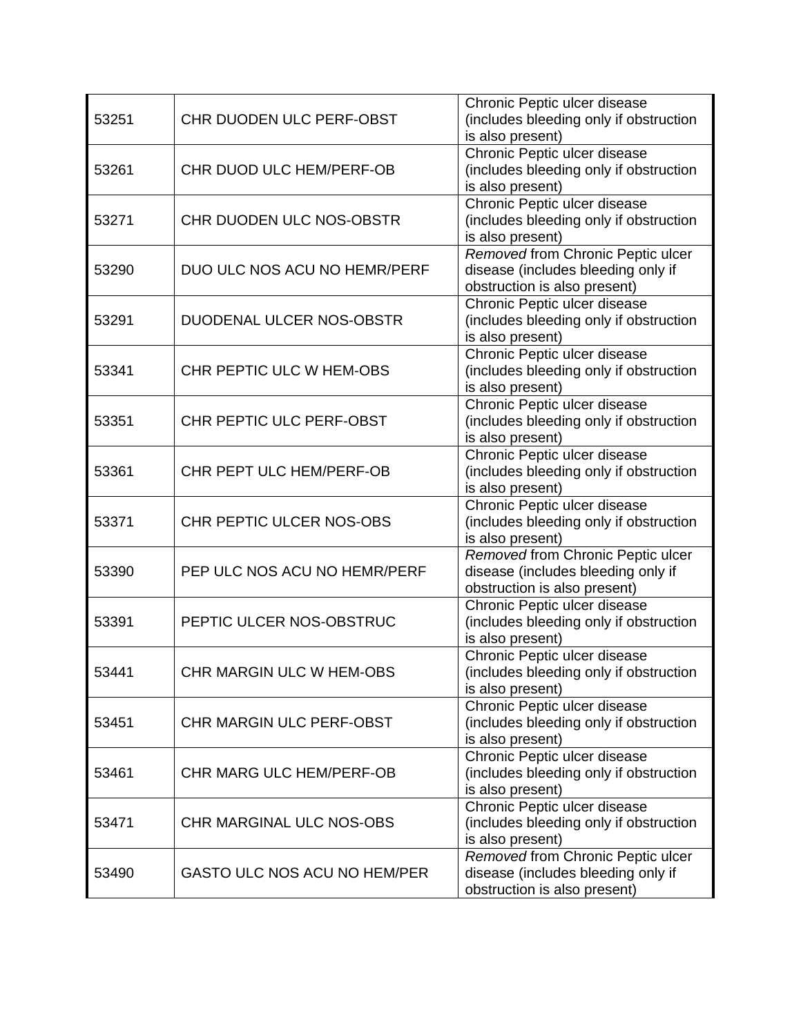| 53251 | CHR DUODEN ULC PERF-OBST | Chronic Peptic ulcer disease (includes bleeding only if obstruction is also present) |
|---|---|---|
| 53261 | CHR DUOD ULC HEM/PERF-OB | Chronic Peptic ulcer disease (includes bleeding only if obstruction is also present) |
| 53271 | CHR DUODEN ULC NOS-OBSTR | Chronic Peptic ulcer disease (includes bleeding only if obstruction is also present) |
| 53290 | DUO ULC NOS ACU NO HEMR/PERF | *Removed* from Chronic Peptic ulcer disease (includes bleeding only if obstruction is also present) |
| 53291 | DUODENAL ULCER NOS-OBSTR | Chronic Peptic ulcer disease (includes bleeding only if obstruction is also present) |
| 53341 | CHR PEPTIC ULC W HEM-OBS | Chronic Peptic ulcer disease (includes bleeding only if obstruction is also present) |
| 53351 | CHR PEPTIC ULC PERF-OBST | Chronic Peptic ulcer disease (includes bleeding only if obstruction is also present) |
| 53361 | CHR PEPT ULC HEM/PERF-OB | Chronic Peptic ulcer disease (includes bleeding only if obstruction is also present) |
| 53371 | CHR PEPTIC ULCER NOS-OBS | Chronic Peptic ulcer disease (includes bleeding only if obstruction is also present) |
| 53390 | PEP ULC NOS ACU NO HEMR/PERF | *Removed* from Chronic Peptic ulcer disease (includes bleeding only if obstruction is also present) |
| 53391 | PEPTIC ULCER NOS-OBSTRUC | Chronic Peptic ulcer disease (includes bleeding only if obstruction is also present) |
| 53441 | CHR MARGIN ULC W HEM-OBS | Chronic Peptic ulcer disease (includes bleeding only if obstruction is also present) |
| 53451 | CHR MARGIN ULC PERF-OBST | Chronic Peptic ulcer disease (includes bleeding only if obstruction is also present) |
| 53461 | CHR MARG ULC HEM/PERF-OB | Chronic Peptic ulcer disease (includes bleeding only if obstruction is also present) |
| 53471 | CHR MARGINAL ULC NOS-OBS | Chronic Peptic ulcer disease (includes bleeding only if obstruction is also present) |
| 53490 | GASTO ULC NOS ACU NO HEM/PER | *Removed* from Chronic Peptic ulcer disease (includes bleeding only if obstruction is also present) |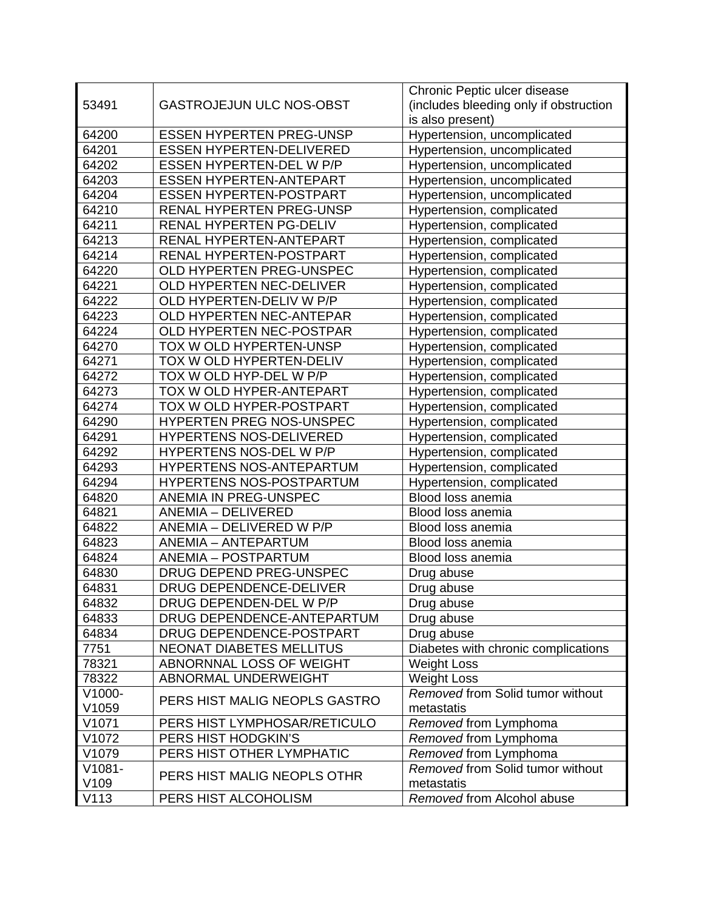| | | |
|---|---|---|
| 53491 | GASTROJEJUN ULC NOS-OBST | Chronic Peptic ulcer disease (includes bleeding only if obstruction is also present) |
| 64200 | ESSEN HYPERTEN PREG-UNSP | Hypertension, uncomplicated |
| 64201 | ESSEN HYPERTEN-DELIVERED | Hypertension, uncomplicated |
| 64202 | ESSEN HYPERTEN-DEL W P/P | Hypertension, uncomplicated |
| 64203 | ESSEN HYPERTEN-ANTEPART | Hypertension, uncomplicated |
| 64204 | ESSEN HYPERTEN-POSTPART | Hypertension, uncomplicated |
| 64210 | RENAL HYPERTEN PREG-UNSP | Hypertension, complicated |
| 64211 | RENAL HYPERTEN PG-DELIV | Hypertension, complicated |
| 64213 | RENAL HYPERTEN-ANTEPART | Hypertension, complicated |
| 64214 | RENAL HYPERTEN-POSTPART | Hypertension, complicated |
| 64220 | OLD HYPERTEN PREG-UNSPEC | Hypertension, complicated |
| 64221 | OLD HYPERTEN NEC-DELIVER | Hypertension, complicated |
| 64222 | OLD HYPERTEN-DELIV W P/P | Hypertension, complicated |
| 64223 | OLD HYPERTEN NEC-ANTEPAR | Hypertension, complicated |
| 64224 | OLD HYPERTEN NEC-POSTPAR | Hypertension, complicated |
| 64270 | TOX W OLD HYPERTEN-UNSP | Hypertension, complicated |
| 64271 | TOX W OLD HYPERTEN-DELIV | Hypertension, complicated |
| 64272 | TOX W OLD HYP-DEL W P/P | Hypertension, complicated |
| 64273 | TOX W OLD HYPER-ANTEPART | Hypertension, complicated |
| 64274 | TOX W OLD HYPER-POSTPART | Hypertension, complicated |
| 64290 | HYPERTEN PREG NOS-UNSPEC | Hypertension, complicated |
| 64291 | HYPERTENS NOS-DELIVERED | Hypertension, complicated |
| 64292 | HYPERTENS NOS-DEL W P/P | Hypertension, complicated |
| 64293 | HYPERTENS NOS-ANTEPARTUM | Hypertension, complicated |
| 64294 | HYPERTENS NOS-POSTPARTUM | Hypertension, complicated |
| 64820 | ANEMIA IN PREG-UNSPEC | Blood loss anemia |
| 64821 | ANEMIA – DELIVERED | Blood loss anemia |
| 64822 | ANEMIA – DELIVERED W P/P | Blood loss anemia |
| 64823 | ANEMIA – ANTEPARTUM | Blood loss anemia |
| 64824 | ANEMIA – POSTPARTUM | Blood loss anemia |
| 64830 | DRUG DEPEND PREG-UNSPEC | Drug abuse |
| 64831 | DRUG DEPENDENCE-DELIVER | Drug abuse |
| 64832 | DRUG DEPENDEN-DEL W P/P | Drug abuse |
| 64833 | DRUG DEPENDENCE-ANTEPARTUM | Drug abuse |
| 64834 | DRUG DEPENDENCE-POSTPART | Drug abuse |
| 7751 | NEONAT DIABETES MELLITUS | Diabetes with chronic complications |
| 78321 | ABNORNNAL LOSS OF WEIGHT | Weight Loss |
| 78322 | ABNORMAL UNDERWEIGHT | Weight Loss |
| V1000-V1059 | PERS HIST MALIG NEOPLS GASTRO | *Removed* from Solid tumor without metastatis |
| V1071 | PERS HIST LYMPHOSAR/RETICULO | *Removed* from Lymphoma |
| V1072 | PERS HIST HODGKIN'S | *Removed* from Lymphoma |
| V1079 | PERS HIST OTHER LYMPHATIC | *Removed* from Lymphoma |
| V1081-V109 | PERS HIST MALIG NEOPLS OTHR | *Removed* from Solid tumor without metastatis |
| V113 | PERS HIST ALCOHOLISM | *Removed* from Alcohol abuse |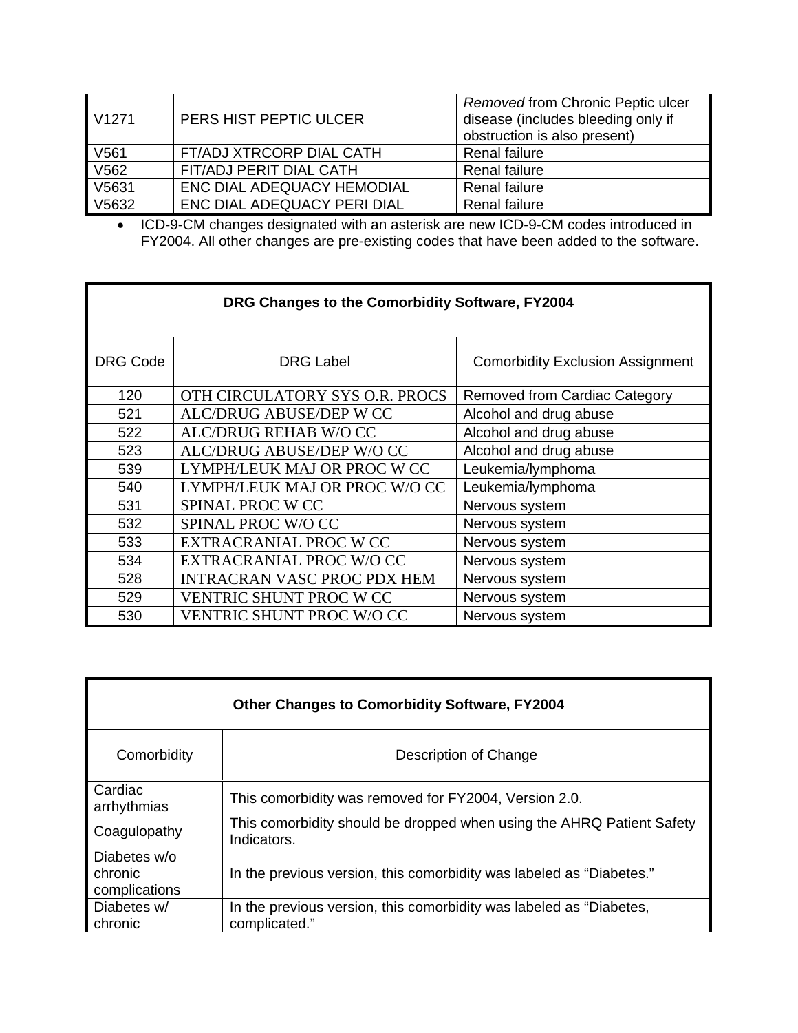| | | |
|---|---|---|
| V1271 | PERS HIST PEPTIC ULCER | *Removed* from Chronic Peptic ulcer disease (includes bleeding only if obstruction is also present) |
| V561 | FT/ADJ XTRCORP DIAL CATH | Renal failure |
| V562 | FIT/ADJ PERIT DIAL CATH | Renal failure |
| V5631 | ENC DIAL ADEQUACY HEMODIAL | Renal failure |
| V5632 | ENC DIAL ADEQUACY PERI DIAL | Renal failure |

- ICD-9-CM changes designated with an asterisk are new ICD-9-CM codes introduced in FY2004. All other changes are pre-existing codes that have been added to the software.

**DRG Changes to the Comorbidity Software, FY2004**

| DRG Code | DRG Label | Comorbidity Exclusion Assignment |
|---|---|---|
| 120 | OTH CIRCULATORY SYS O.R. PROCS | Removed from Cardiac Category |
| 521 | ALC/DRUG ABUSE/DEP W CC | Alcohol and drug abuse |
| 522 | ALC/DRUG REHAB W/O CC | Alcohol and drug abuse |
| 523 | ALC/DRUG ABUSE/DEP W/O CC | Alcohol and drug abuse |
| 539 | LYMPH/LEUK MAJ OR PROC W CC | Leukemia/lymphoma |
| 540 | LYMPH/LEUK MAJ OR PROC W/O CC | Leukemia/lymphoma |
| 531 | SPINAL PROC W CC | Nervous system |
| 532 | SPINAL PROC W/O CC | Nervous system |
| 533 | EXTRACRANIAL PROC W CC | Nervous system |
| 534 | EXTRACRANIAL PROC W/O CC | Nervous system |
| 528 | INTRACRAN VASC PROC PDX HEM | Nervous system |
| 529 | VENTRIC SHUNT PROC W CC | Nervous system |
| 530 | VENTRIC SHUNT PROC W/O CC | Nervous system |

**Other Changes to Comorbidity Software, FY2004**

| Comorbidity | Description of Change |
|---|---|
| Cardiac arrhythmias | This comorbidity was removed for FY2004, Version 2.0. |
| Coagulopathy | This comorbidity should be dropped when using the AHRQ Patient Safety Indicators. |
| Diabetes w/o chronic complications | In the previous version, this comorbidity was labeled as "Diabetes." |
| Diabetes w/ chronic | In the previous version, this comorbidity was labeled as "Diabetes, complicated." |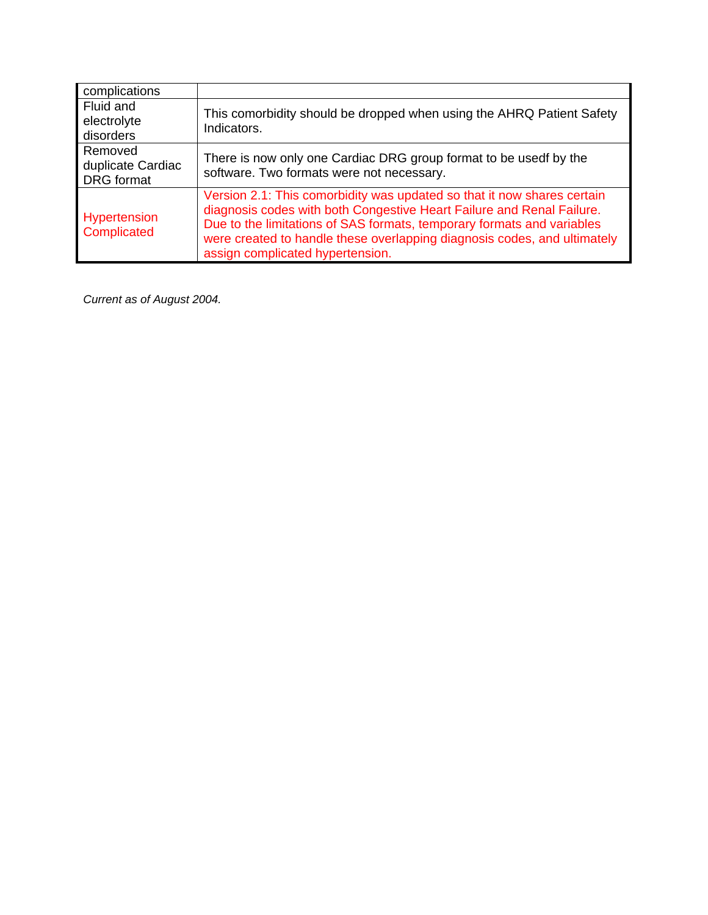| | |
|---|---|
| complications | |
| Fluid and electrolyte disorders | This comorbidity should be dropped when using the AHRQ Patient Safety Indicators. |
| Removed duplicate Cardiac DRG format | There is now only one Cardiac DRG group format to be usedf by the software. Two formats were not necessary. |
| Hypertension Complicated | Version 2.1: This comorbidity was updated so that it now shares certain diagnosis codes with both Congestive Heart Failure and Renal Failure. Due to the limitations of SAS formats, temporary formats and variables were created to handle these overlapping diagnosis codes, and ultimately assign complicated hypertension. |

*Current as of August 2004.*